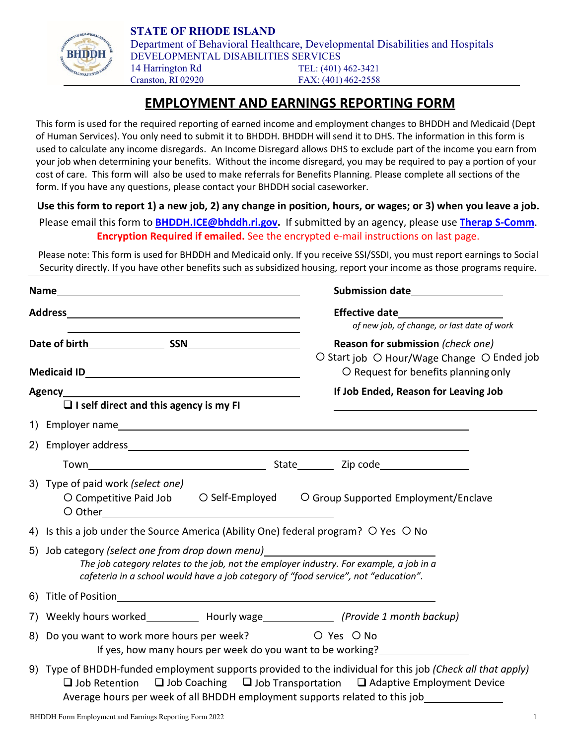**STATE OF RHODE ISLAND**
Department of Behavioral Healthcare, Developmental Disabilities and Hospitals
DEVELOPMENTAL DISABILITIES SERVICES
14 Harrington Rd TEL: (401) 462-3421
Cranston, RI 02920 FAX: (401) 462-2558

# EMPLOYMENT AND EARNINGS REPORTING FORM

This form is used for the required reporting of earned income and employment changes to BHDDH and Medicaid (Dept of Human Services). You only need to submit it to BHDDH. BHDDH will send it to DHS. The information in this form is used to calculate any income disregards. An Income Disregard allows DHS to exclude part of the income you earn from your job when determining your benefits. Without the income disregard, you may be required to pay a portion of your cost of care. This form will also be used to make referrals for Benefits Planning. Please complete all sections of the form. If you have any questions, please contact your BHDDH social caseworker.

**Use this form to report 1) a new job, 2) any change in position, hours, or wages; or 3) when you leave a job.**

Please email this form to **BHDDH.ICE@bhddh.ri.gov.** If submitted by an agency, please use **Therap S-Comm**.
**Encryption Required if emailed.** See the encrypted e-mail instructions on last page.

Please note: This form is used for BHDDH and Medicaid only. If you receive SSI/SSDI, you must report earnings to Social Security directly. If you have other benefits such as subsidized housing, report your income as those programs require.

**Name** ______________________

**Address** ______________________

**Date of birth** __________ **SSN** __________

**Medicaid ID** ______________________

**Agency** ______________________
❑ **I self direct and this agency is my FI**

**Submission date** ______________

**Effective date** ______________
*of new job, of change, or last date of work*

**Reason for submission** *(check one)*
○ Start job ○ Hour/Wage Change ○ Ended job
○ Request for benefits planning only

**If Job Ended, Reason for Leaving Job**
______________________

1) Employer name ______________________
2) Employer address ______________________
   Town ______________ State ______ Zip code ______________
3) Type of paid work *(select one)*
   ○ Competitive Paid Job ○ Self-Employed ○ Group Supported Employment/Enclave
   ○ Other ______________________
4) Is this a job under the Source America (Ability One) federal program? ○ Yes ○ No
5) Job category *(select one from drop down menu)* ______________________
   *The job category relates to the job, not the employer industry. For example, a job in a cafeteria in a school would have a job category of "food service", not "education".*
6) Title of Position ______________________
7) Weekly hours worked ________ Hourly wage __________ *(Provide 1 month backup)*
8) Do you want to work more hours per week? ○ Yes ○ No
   If yes, how many hours per week do you want to be working? ______________
9) Type of BHDDH-funded employment supports provided to the individual for this job *(Check all that apply)*
   ❑ Job Retention ❑ Job Coaching ❑ Job Transportation ❑ Adaptive Employment Device
   Average hours per week of all BHDDH employment supports related to this job ______________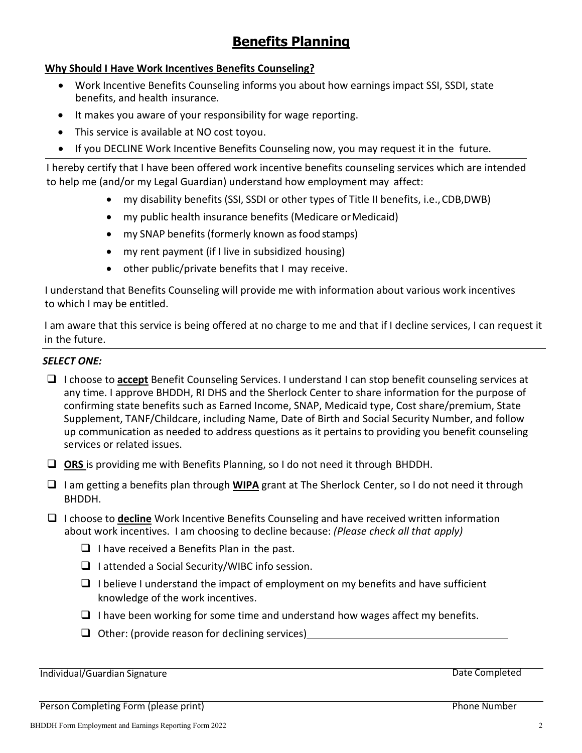# Benefits Planning

**Why Should I Have Work Incentives Benefits Counseling?**

- Work Incentive Benefits Counseling informs you about how earnings impact SSI, SSDI, state benefits, and health insurance.
- It makes you aware of your responsibility for wage reporting.
- This service is available at NO cost toyou.
- If you DECLINE Work Incentive Benefits Counseling now, you may request it in the future.

---

I hereby certify that I have been offered work incentive benefits counseling services which are intended to help me (and/or my Legal Guardian) understand how employment may affect:

- my disability benefits (SSI, SSDI or other types of Title II benefits, i.e., CDB,DWB)
- my public health insurance benefits (Medicare or Medicaid)
- my SNAP benefits (formerly known as food stamps)
- my rent payment (if I live in subsidized housing)
- other public/private benefits that I may receive.

I understand that Benefits Counseling will provide me with information about various work incentives to which I may be entitled.

I am aware that this service is being offered at no charge to me and that if I decline services, I can request it in the future.

---

***SELECT ONE:***

- ☐ I choose to **accept** Benefit Counseling Services. I understand I can stop benefit counseling services at any time. I approve BHDDH, RI DHS and the Sherlock Center to share information for the purpose of confirming state benefits such as Earned Income, SNAP, Medicaid type, Cost share/premium, State Supplement, TANF/Childcare, including Name, Date of Birth and Social Security Number, and follow up communication as needed to address questions as it pertains to providing you benefit counseling services or related issues.
- ☐ **ORS** is providing me with Benefits Planning, so I do not need it through BHDDH.
- ☐ I am getting a benefits plan through **WIPA** grant at The Sherlock Center, so I do not need it through BHDDH.
- ☐ I choose to **decline** Work Incentive Benefits Counseling and have received written information about work incentives. I am choosing to decline because: *(Please check all that apply)*
  - ☐ I have received a Benefits Plan in the past.
  - ☐ I attended a Social Security/WIBC info session.
  - ☐ I believe I understand the impact of employment on my benefits and have sufficient knowledge of the work incentives.
  - ☐ I have been working for some time and understand how wages affect my benefits.
  - ☐ Other: (provide reason for declining services)\_\_\_\_\_\_\_\_\_\_\_\_\_\_\_\_\_\_\_\_\_\_\_\_\_\_\_\_\_\_\_\_\_\_\_\_

Individual/Guardian Signature Date Completed

Person Completing Form (please print) Phone Number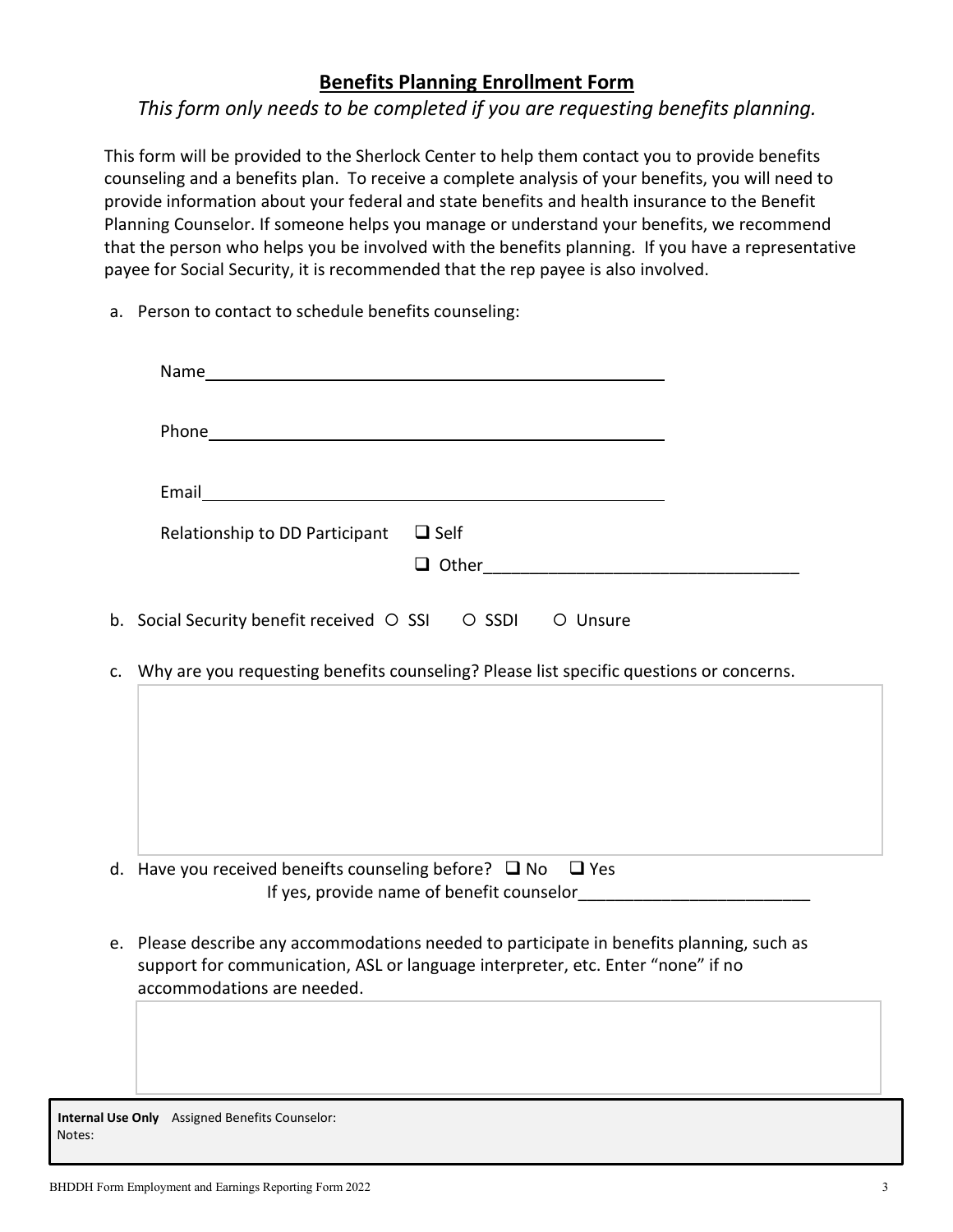## Benefits Planning Enrollment Form

*This form only needs to be completed if you are requesting benefits planning.*

This form will be provided to the Sherlock Center to help them contact you to provide benefits counseling and a benefits plan. To receive a complete analysis of your benefits, you will need to provide information about your federal and state benefits and health insurance to the Benefit Planning Counselor. If someone helps you manage or understand your benefits, we recommend that the person who helps you be involved with the benefits planning. If you have a representative payee for Social Security, it is recommended that the rep payee is also involved.

a. Person to contact to schedule benefits counseling:

Name\_\_\_\_\_\_\_\_\_\_\_\_\_\_\_\_\_\_\_\_\_\_\_\_\_\_\_\_\_\_\_\_\_\_\_\_\_\_\_\_

Phone\_\_\_\_\_\_\_\_\_\_\_\_\_\_\_\_\_\_\_\_\_\_\_\_\_\_\_\_\_\_\_\_\_\_\_\_\_\_\_\_

Email\_\_\_\_\_\_\_\_\_\_\_\_\_\_\_\_\_\_\_\_\_\_\_\_\_\_\_\_\_\_\_\_\_\_\_\_\_\_\_\_

Relationship to DD Participant ☐ Self

☐ Other\_\_\_\_\_\_\_\_\_\_\_\_\_\_\_\_\_\_\_\_\_\_\_\_\_\_\_\_\_\_\_\_\_\_

b. Social Security benefit received ○ SSI ○ SSDI ○ Unsure

c. Why are you requesting benefits counseling? Please list specific questions or concerns.

d. Have you received beneifts counseling before? ☐ No ☐ Yes

If yes, provide name of benefit counselor\_\_\_\_\_\_\_\_\_\_\_\_\_\_\_\_\_\_\_\_\_\_\_\_\_

e. Please describe any accommodations needed to participate in benefits planning, such as support for communication, ASL or language interpreter, etc. Enter "none" if no accommodations are needed.

**Internal Use Only** Assigned Benefits Counselor:

Notes: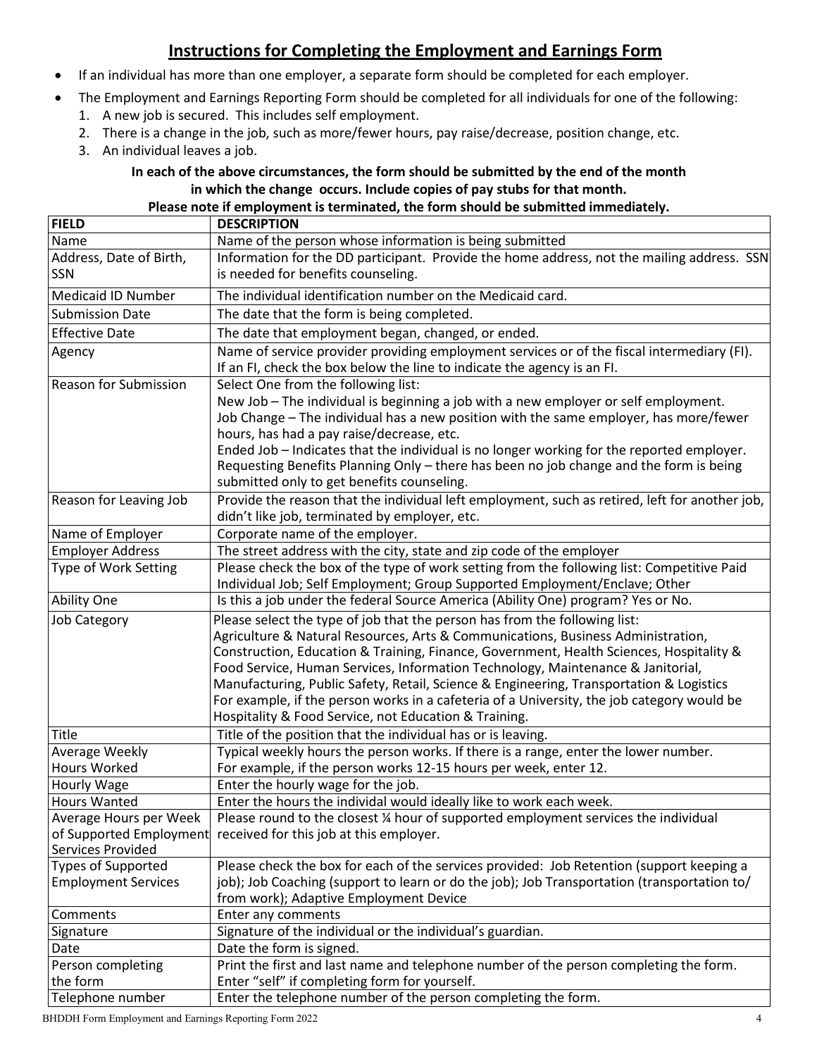## Instructions for Completing the Employment and Earnings Form

- If an individual has more than one employer, a separate form should be completed for each employer.
- The Employment and Earnings Reporting Form should be completed for all individuals for one of the following:
  1. A new job is secured. This includes self employment.
  2. There is a change in the job, such as more/fewer hours, pay raise/decrease, position change, etc.
  3. An individual leaves a job.

**In each of the above circumstances, the form should be submitted by the end of the month in which the change occurs. Include copies of pay stubs for that month.**

**Please note if employment is terminated, the form should be submitted immediately.**

| FIELD | DESCRIPTION |
|---|---|
| Name | Name of the person whose information is being submitted |
| Address, Date of Birth, SSN | Information for the DD participant. Provide the home address, not the mailing address. SSN is needed for benefits counseling. |
| Medicaid ID Number | The individual identification number on the Medicaid card. |
| Submission Date | The date that the form is being completed. |
| Effective Date | The date that employment began, changed, or ended. |
| Agency | Name of service provider providing employment services or of the fiscal intermediary (FI). If an FI, check the box below the line to indicate the agency is an FI. |
| Reason for Submission | Select One from the following list:<br>New Job – The individual is beginning a job with a new employer or self employment.<br>Job Change – The individual has a new position with the same employer, has more/fewer hours, has had a pay raise/decrease, etc.<br>Ended Job – Indicates that the individual is no longer working for the reported employer.<br>Requesting Benefits Planning Only – there has been no job change and the form is being submitted only to get benefits counseling. |
| Reason for Leaving Job | Provide the reason that the individual left employment, such as retired, left for another job, didn't like job, terminated by employer, etc. |
| Name of Employer | Corporate name of the employer. |
| Employer Address | The street address with the city, state and zip code of the employer |
| Type of Work Setting | Please check the box of the type of work setting from the following list: Competitive Paid Individual Job; Self Employment; Group Supported Employment/Enclave; Other |
| Ability One | Is this a job under the federal Source America (Ability One) program? Yes or No. |
| Job Category | Please select the type of job that the person has from the following list:<br>Agriculture & Natural Resources, Arts & Communications, Business Administration, Construction, Education & Training, Finance, Government, Health Sciences, Hospitality & Food Service, Human Services, Information Technology, Maintenance & Janitorial, Manufacturing, Public Safety, Retail, Science & Engineering, Transportation & Logistics<br>For example, if the person works in a cafeteria of a University, the job category would be Hospitality & Food Service, not Education & Training. |
| Title | Title of the position that the individual has or is leaving. |
| Average Weekly Hours Worked | Typical weekly hours the person works. If there is a range, enter the lower number. For example, if the person works 12-15 hours per week, enter 12. |
| Hourly Wage | Enter the hourly wage for the job. |
| Hours Wanted | Enter the hours the individual would ideally like to work each week. |
| Average Hours per Week of Supported Employment Services Provided | Please round to the closest ¼ hour of supported employment services the individual received for this job at this employer. |
| Types of Supported Employment Services | Please check the box for each of the services provided: Job Retention (support keeping a job); Job Coaching (support to learn or do the job); Job Transportation (transportation to/ from work); Adaptive Employment Device |
| Comments | Enter any comments |
| Signature | Signature of the individual or the individual's guardian. |
| Date | Date the form is signed. |
| Person completing the form | Print the first and last name and telephone number of the person completing the form. Enter "self" if completing form for yourself. |
| Telephone number | Enter the telephone number of the person completing the form. |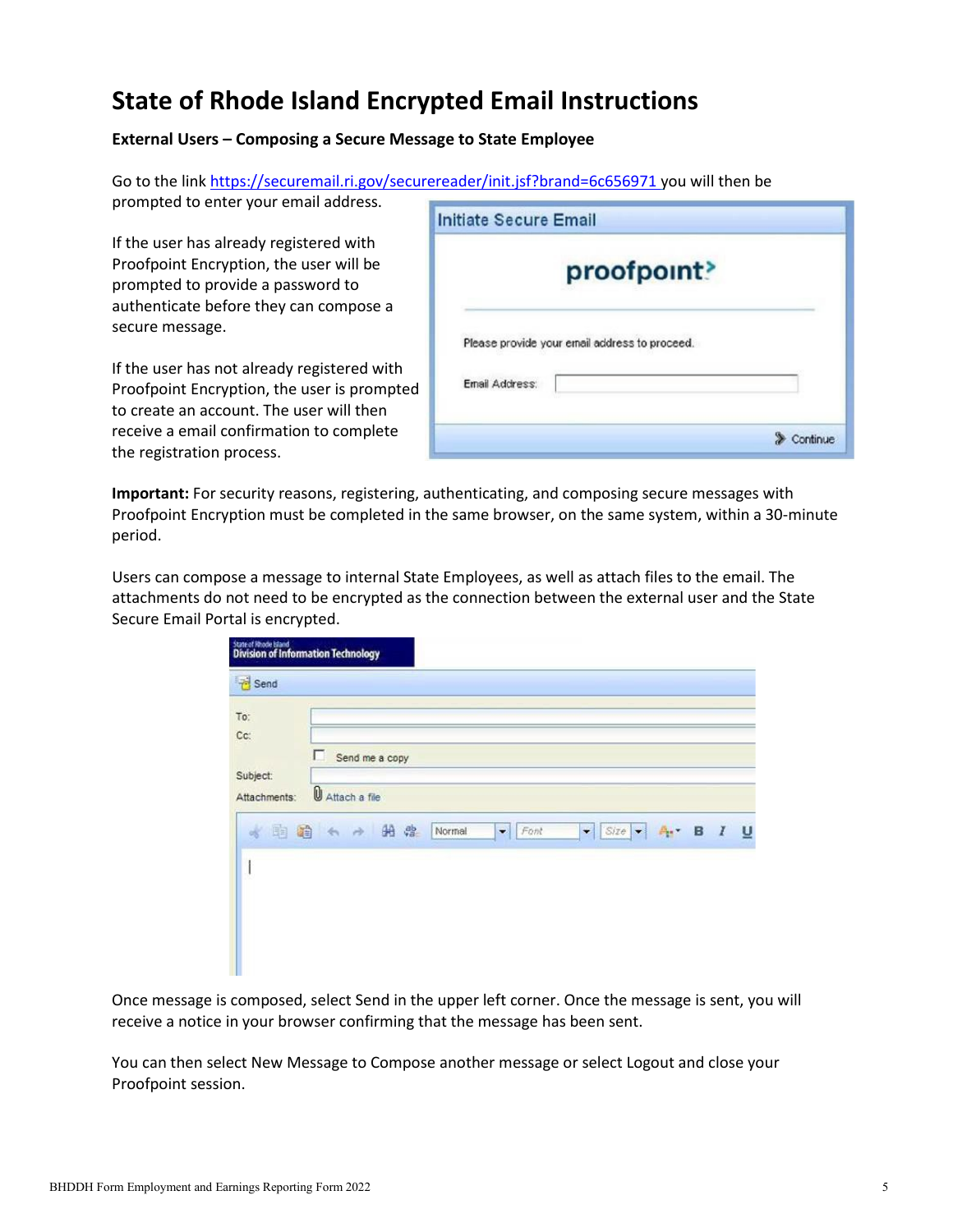# State of Rhode Island Encrypted Email Instructions

**External Users – Composing a Secure Message to State Employee**

Go to the link https://securemail.ri.gov/securereader/init.jsf?brand=6c656971 you will then be prompted to enter your email address.

If the user has already registered with Proofpoint Encryption, the user will be prompted to provide a password to authenticate before they can compose a secure message.

If the user has not already registered with Proofpoint Encryption, the user is prompted to create an account. The user will then receive a email confirmation to complete the registration process.

**Important:** For security reasons, registering, authenticating, and composing secure messages with Proofpoint Encryption must be completed in the same browser, on the same system, within a 30-minute period.

Users can compose a message to internal State Employees, as well as attach files to the email. The attachments do not need to be encrypted as the connection between the external user and the State Secure Email Portal is encrypted.

Once message is composed, select Send in the upper left corner. Once the message is sent, you will receive a notice in your browser confirming that the message has been sent.

You can then select New Message to Compose another message or select Logout and close your Proofpoint session.